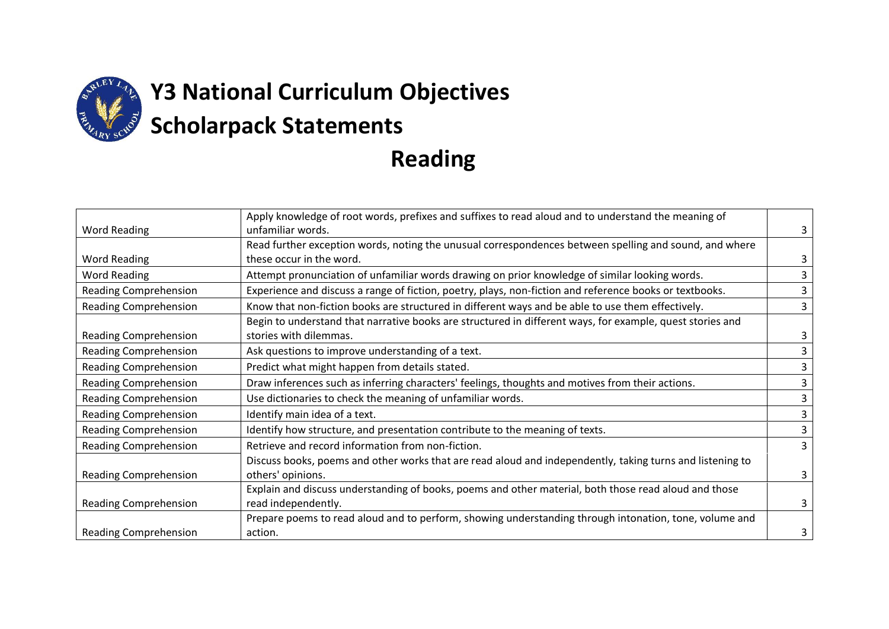# Y3 National Curriculum Objectives

# Scholarpack Statements

## Reading

| | | |
|---|---|---|
| Word Reading | Apply knowledge of root words, prefixes and suffixes to read aloud and to understand the meaning of unfamiliar words. | 3 |
| Word Reading | Read further exception words, noting the unusual correspondences between spelling and sound, and where these occur in the word. | 3 |
| Word Reading | Attempt pronunciation of unfamiliar words drawing on prior knowledge of similar looking words. | 3 |
| Reading Comprehension | Experience and discuss a range of fiction, poetry, plays, non-fiction and reference books or textbooks. | 3 |
| Reading Comprehension | Know that non-fiction books are structured in different ways and be able to use them effectively. | 3 |
| Reading Comprehension | Begin to understand that narrative books are structured in different ways, for example, quest stories and stories with dilemmas. | 3 |
| Reading Comprehension | Ask questions to improve understanding of a text. | 3 |
| Reading Comprehension | Predict what might happen from details stated. | 3 |
| Reading Comprehension | Draw inferences such as inferring characters' feelings, thoughts and motives from their actions. | 3 |
| Reading Comprehension | Use dictionaries to check the meaning of unfamiliar words. | 3 |
| Reading Comprehension | Identify main idea of a text. | 3 |
| Reading Comprehension | Identify how structure, and presentation contribute to the meaning of texts. | 3 |
| Reading Comprehension | Retrieve and record information from non-fiction. | 3 |
| Reading Comprehension | Discuss books, poems and other works that are read aloud and independently, taking turns and listening to others' opinions. | 3 |
| Reading Comprehension | Explain and discuss understanding of books, poems and other material, both those read aloud and those read independently. | 3 |
| Reading Comprehension | Prepare poems to read aloud and to perform, showing understanding through intonation, tone, volume and action. | 3 |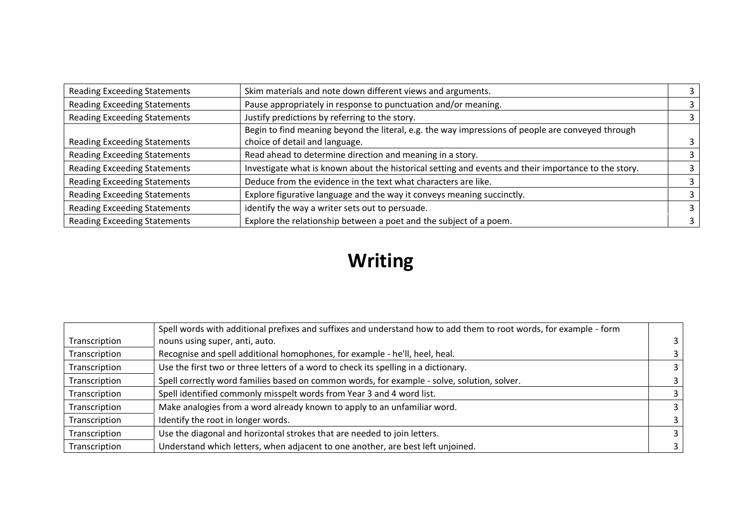| Reading Exceeding Statements | Skim materials and note down different views and arguments. | 3 |
|---|---|---|
| Reading Exceeding Statements | Pause appropriately in response to punctuation and/or meaning. | 3 |
| Reading Exceeding Statements | Justify predictions by referring to the story. | 3 |
| Reading Exceeding Statements | Begin to find meaning beyond the literal, e.g. the way impressions of people are conveyed through choice of detail and language. | 3 |
| Reading Exceeding Statements | Read ahead to determine direction and meaning in a story. | 3 |
| Reading Exceeding Statements | Investigate what is known about the historical setting and events and their importance to the story. | 3 |
| Reading Exceeding Statements | Deduce from the evidence in the text what characters are like. | 3 |
| Reading Exceeding Statements | Explore figurative language and the way it conveys meaning succinctly. | 3 |
| Reading Exceeding Statements | identify the way a writer sets out to persuade. | 3 |
| Reading Exceeding Statements | Explore the relationship between a poet and the subject of a poem. | 3 |

# Writing

| Transcription | Spell words with additional prefixes and suffixes and understand how to add them to root words, for example - form nouns using super, anti, auto. | 3 |
|---|---|---|
| Transcription | Recognise and spell additional homophones, for example - he'll, heel, heal. | 3 |
| Transcription | Use the first two or three letters of a word to check its spelling in a dictionary. | 3 |
| Transcription | Spell correctly word families based on common words, for example - solve, solution, solver. | 3 |
| Transcription | Spell identified commonly misspelt words from Year 3 and 4 word list. | 3 |
| Transcription | Make analogies from a word already known to apply to an unfamiliar word. | 3 |
| Transcription | Identify the root in longer words. | 3 |
| Transcription | Use the diagonal and horizontal strokes that are needed to join letters. | 3 |
| Transcription | Understand which letters, when adjacent to one another, are best left unjoined. | 3 |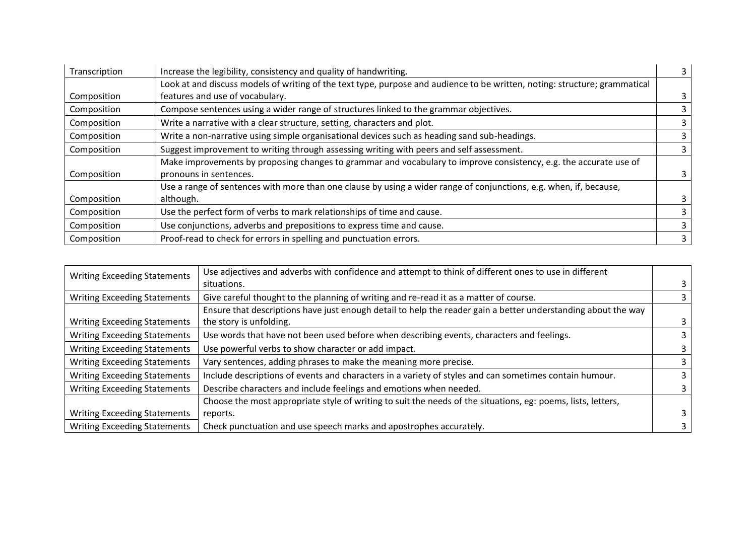| Transcription | Increase the legibility, consistency and quality of handwriting. | 3 |
|---|---|---|
| Composition | Look at and discuss models of writing of the text type, purpose and audience to be written, noting: structure; grammatical features and use of vocabulary. | 3 |
| Composition | Compose sentences using a wider range of structures linked to the grammar objectives. | 3 |
| Composition | Write a narrative with a clear structure, setting, characters and plot. | 3 |
| Composition | Write a non-narrative using simple organisational devices such as heading sand sub-headings. | 3 |
| Composition | Suggest improvement to writing through assessing writing with peers and self assessment. | 3 |
| Composition | Make improvements by proposing changes to grammar and vocabulary to improve consistency, e.g. the accurate use of pronouns in sentences. | 3 |
| Composition | Use a range of sentences with more than one clause by using a wider range of conjunctions, e.g. when, if, because, although. | 3 |
| Composition | Use the perfect form of verbs to mark relationships of time and cause. | 3 |
| Composition | Use conjunctions, adverbs and prepositions to express time and cause. | 3 |
| Composition | Proof-read to check for errors in spelling and punctuation errors. | 3 |

| Writing Exceeding Statements | Use adjectives and adverbs with confidence and attempt to think of different ones to use in different situations. | 3 |
|---|---|---|
| Writing Exceeding Statements | Give careful thought to the planning of writing and re-read it as a matter of course. | 3 |
| Writing Exceeding Statements | Ensure that descriptions have just enough detail to help the reader gain a better understanding about the way the story is unfolding. | 3 |
| Writing Exceeding Statements | Use words that have not been used before when describing events, characters and feelings. | 3 |
| Writing Exceeding Statements | Use powerful verbs to show character or add impact. | 3 |
| Writing Exceeding Statements | Vary sentences, adding phrases to make the meaning more precise. | 3 |
| Writing Exceeding Statements | Include descriptions of events and characters in a variety of styles and can sometimes contain humour. | 3 |
| Writing Exceeding Statements | Describe characters and include feelings and emotions when needed. | 3 |
| Writing Exceeding Statements | Choose the most appropriate style of writing to suit the needs of the situations, eg: poems, lists, letters, reports. | 3 |
| Writing Exceeding Statements | Check punctuation and use speech marks and apostrophes accurately. | 3 |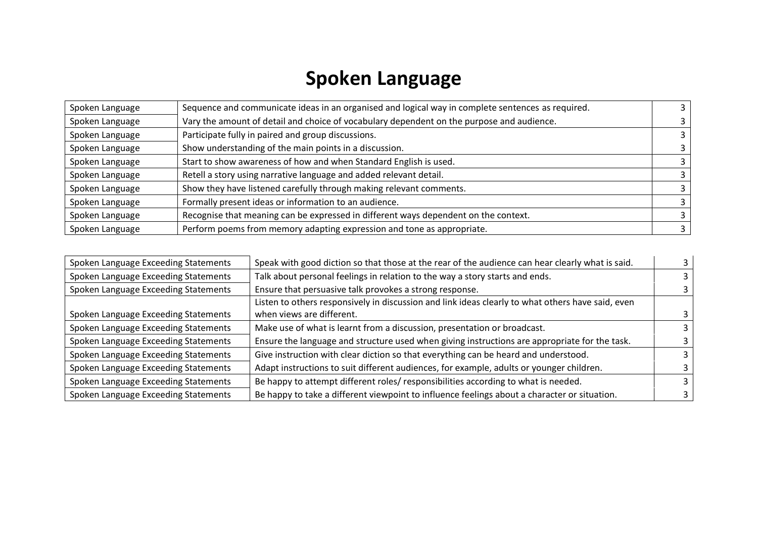# Spoken Language

| | | |
|---|---|---|
| Spoken Language | Sequence and communicate ideas in an organised and logical way in complete sentences as required. | 3 |
| Spoken Language | Vary the amount of detail and choice of vocabulary dependent on the purpose and audience. | 3 |
| Spoken Language | Participate fully in paired and group discussions. | 3 |
| Spoken Language | Show understanding of the main points in a discussion. | 3 |
| Spoken Language | Start to show awareness of how and when Standard English is used. | 3 |
| Spoken Language | Retell a story using narrative language and added relevant detail. | 3 |
| Spoken Language | Show they have listened carefully through making relevant comments. | 3 |
| Spoken Language | Formally present ideas or information to an audience. | 3 |
| Spoken Language | Recognise that meaning can be expressed in different ways dependent on the context. | 3 |
| Spoken Language | Perform poems from memory adapting expression and tone as appropriate. | 3 |

| | | |
|---|---|---|
| Spoken Language Exceeding Statements | Speak with good diction so that those at the rear of the audience can hear clearly what is said. | 3 |
| Spoken Language Exceeding Statements | Talk about personal feelings in relation to the way a story starts and ends. | 3 |
| Spoken Language Exceeding Statements | Ensure that persuasive talk provokes a strong response. | 3 |
| Spoken Language Exceeding Statements | Listen to others responsively in discussion and link ideas clearly to what others have said, even when views are different. | 3 |
| Spoken Language Exceeding Statements | Make use of what is learnt from a discussion, presentation or broadcast. | 3 |
| Spoken Language Exceeding Statements | Ensure the language and structure used when giving instructions are appropriate for the task. | 3 |
| Spoken Language Exceeding Statements | Give instruction with clear diction so that everything can be heard and understood. | 3 |
| Spoken Language Exceeding Statements | Adapt instructions to suit different audiences, for example, adults or younger children. | 3 |
| Spoken Language Exceeding Statements | Be happy to attempt different roles/ responsibilities according to what is needed. | 3 |
| Spoken Language Exceeding Statements | Be happy to take a different viewpoint to influence feelings about a character or situation. | 3 |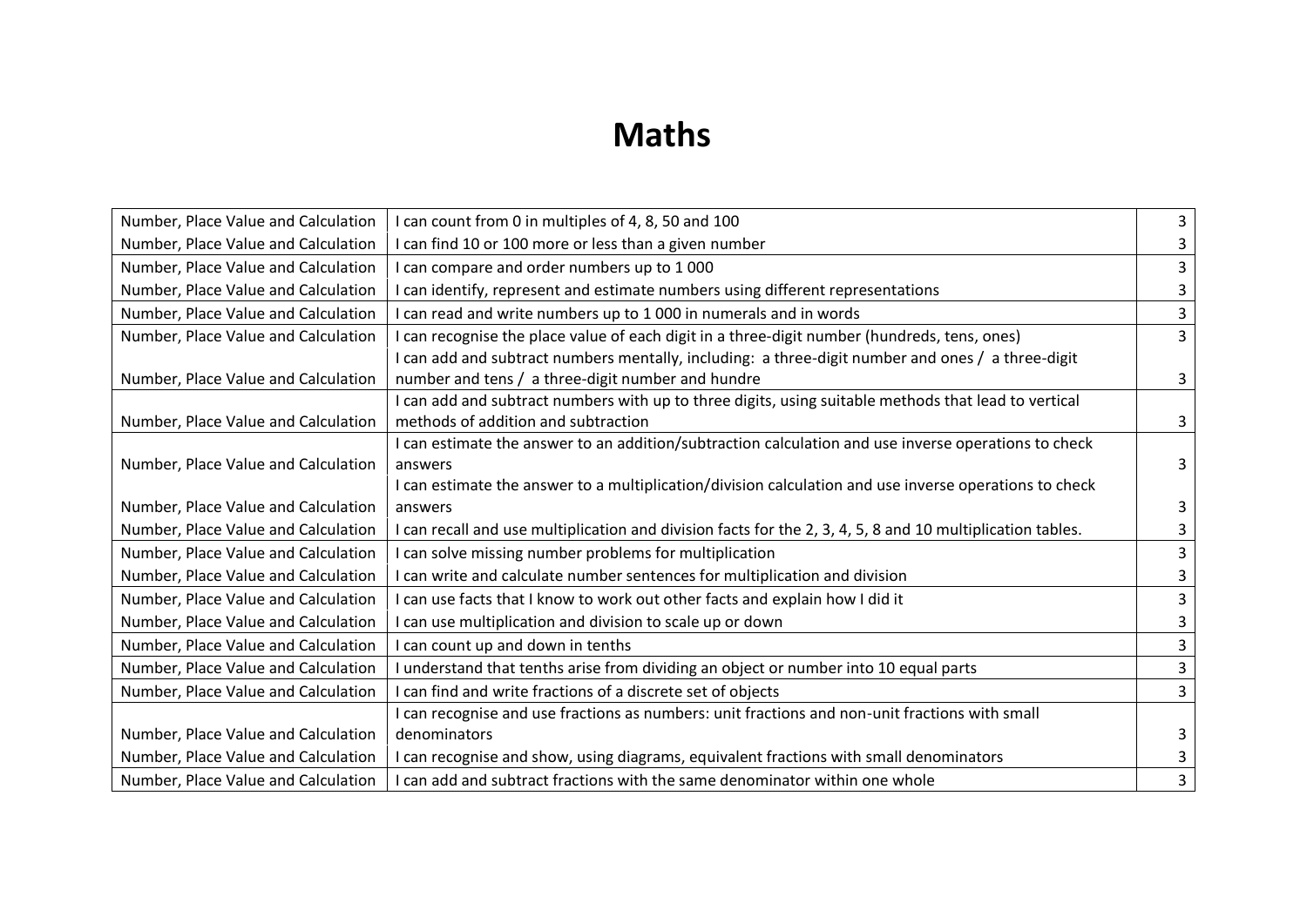# Maths

| | | |
|---|---|---|
| Number, Place Value and Calculation | I can count from 0 in multiples of 4, 8, 50 and 100 | 3 |
| Number, Place Value and Calculation | I can find 10 or 100 more or less than a given number | 3 |
| Number, Place Value and Calculation | I can compare and order numbers up to 1 000 | 3 |
| Number, Place Value and Calculation | I can identify, represent and estimate numbers using different representations | 3 |
| Number, Place Value and Calculation | I can read and write numbers up to 1 000 in numerals and in words | 3 |
| Number, Place Value and Calculation | I can recognise the place value of each digit in a three-digit number (hundreds, tens, ones) | 3 |
| Number, Place Value and Calculation | I can add and subtract numbers mentally, including: a three-digit number and ones / a three-digit number and tens / a three-digit number and hundre | 3 |
| Number, Place Value and Calculation | I can add and subtract numbers with up to three digits, using suitable methods that lead to vertical methods of addition and subtraction | 3 |
| Number, Place Value and Calculation | I can estimate the answer to an addition/subtraction calculation and use inverse operations to check answers | 3 |
| Number, Place Value and Calculation | I can estimate the answer to a multiplication/division calculation and use inverse operations to check answers | 3 |
| Number, Place Value and Calculation | I can recall and use multiplication and division facts for the 2, 3, 4, 5, 8 and 10 multiplication tables. | 3 |
| Number, Place Value and Calculation | I can solve missing number problems for multiplication | 3 |
| Number, Place Value and Calculation | I can write and calculate number sentences for multiplication and division | 3 |
| Number, Place Value and Calculation | I can use facts that I know to work out other facts and explain how I did it | 3 |
| Number, Place Value and Calculation | I can use multiplication and division to scale up or down | 3 |
| Number, Place Value and Calculation | I can count up and down in tenths | 3 |
| Number, Place Value and Calculation | I understand that tenths arise from dividing an object or number into 10 equal parts | 3 |
| Number, Place Value and Calculation | I can find and write fractions of a discrete set of objects | 3 |
| Number, Place Value and Calculation | I can recognise and use fractions as numbers: unit fractions and non-unit fractions with small denominators | 3 |
| Number, Place Value and Calculation | I can recognise and show, using diagrams, equivalent fractions with small denominators | 3 |
| Number, Place Value and Calculation | I can add and subtract fractions with the same denominator within one whole | 3 |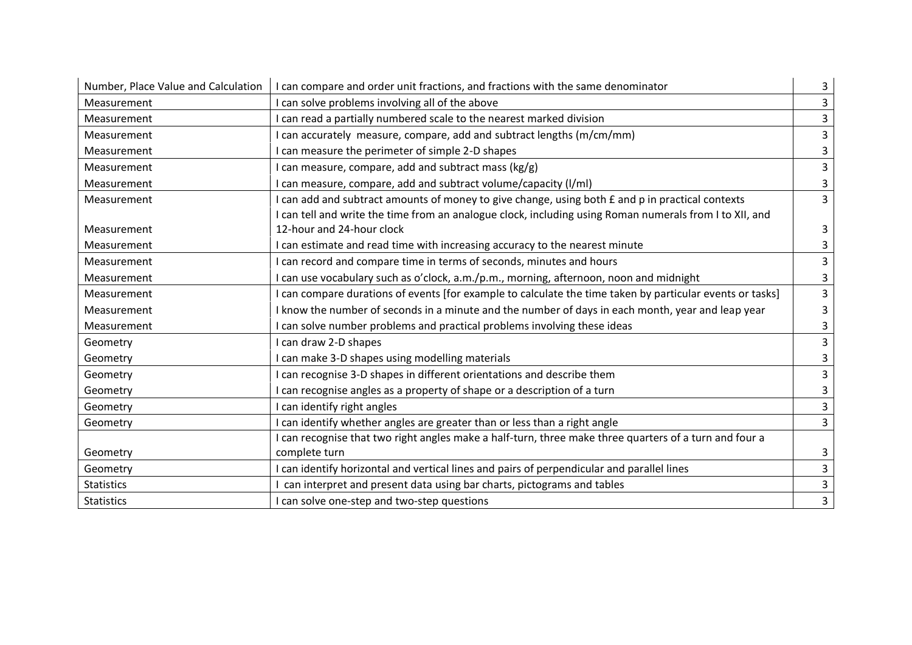| Number, Place Value and Calculation | I can compare and order unit fractions, and fractions with the same denominator | 3 |
|---|---|---|
| Measurement | I can solve problems involving all of the above | 3 |
| Measurement | I can read a partially numbered scale to the nearest marked division | 3 |
| Measurement | I can accurately measure, compare, add and subtract lengths (m/cm/mm) | 3 |
| Measurement | I can measure the perimeter of simple 2-D shapes | 3 |
| Measurement | I can measure, compare, add and subtract mass (kg/g) | 3 |
| Measurement | I can measure, compare, add and subtract volume/capacity (l/ml) | 3 |
| Measurement | I can add and subtract amounts of money to give change, using both £ and p in practical contexts | 3 |
| Measurement | I can tell and write the time from an analogue clock, including using Roman numerals from I to XII, and 12-hour and 24-hour clock | 3 |
| Measurement | I can estimate and read time with increasing accuracy to the nearest minute | 3 |
| Measurement | I can record and compare time in terms of seconds, minutes and hours | 3 |
| Measurement | I can use vocabulary such as o'clock, a.m./p.m., morning, afternoon, noon and midnight | 3 |
| Measurement | I can compare durations of events [for example to calculate the time taken by particular events or tasks] | 3 |
| Measurement | I know the number of seconds in a minute and the number of days in each month, year and leap year | 3 |
| Measurement | I can solve number problems and practical problems involving these ideas | 3 |
| Geometry | I can draw 2-D shapes | 3 |
| Geometry | I can make 3-D shapes using modelling materials | 3 |
| Geometry | I can recognise 3-D shapes in different orientations and describe them | 3 |
| Geometry | I can recognise angles as a property of shape or a description of a turn | 3 |
| Geometry | I can identify right angles | 3 |
| Geometry | I can identify whether angles are greater than or less than a right angle | 3 |
| Geometry | I can recognise that two right angles make a half-turn, three make three quarters of a turn and four a complete turn | 3 |
| Geometry | I can identify horizontal and vertical lines and pairs of perpendicular and parallel lines | 3 |
| Statistics | I can interpret and present data using bar charts, pictograms and tables | 3 |
| Statistics | I can solve one-step and two-step questions | 3 |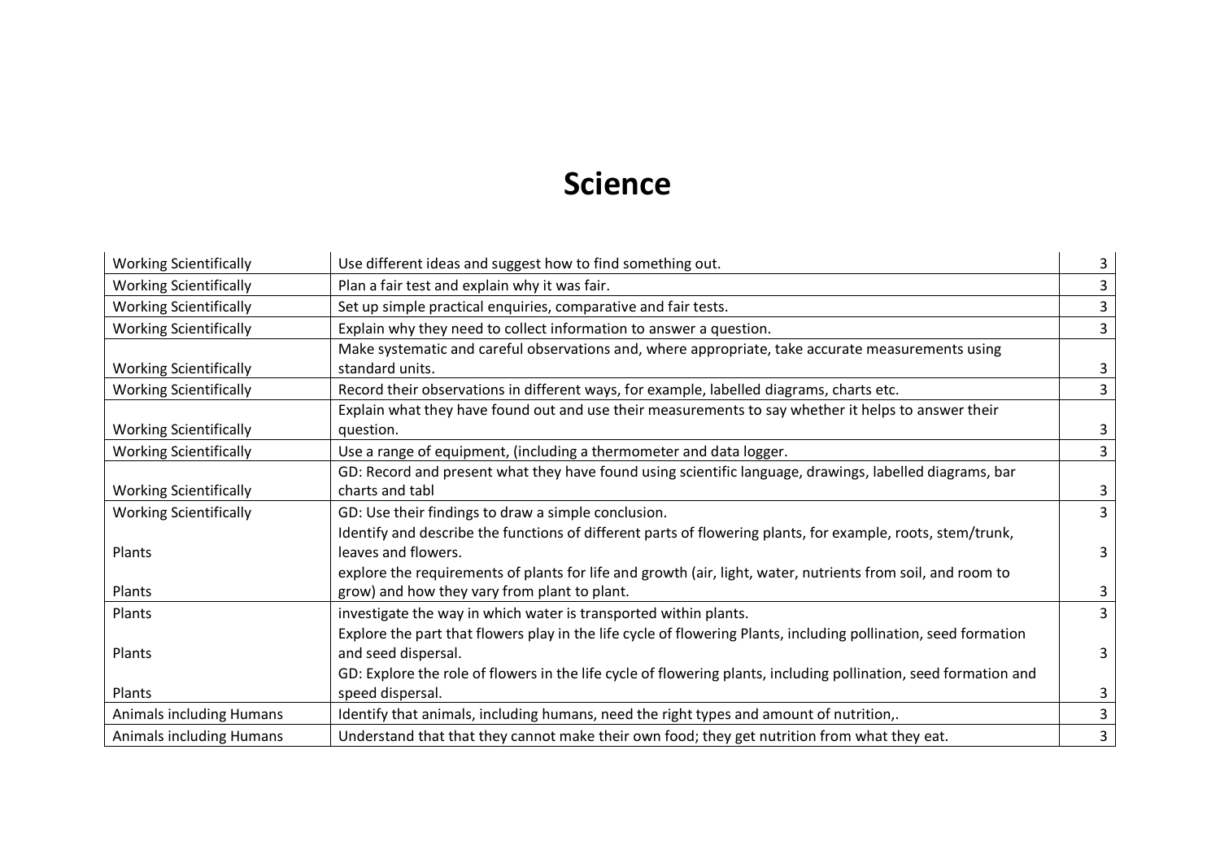# Science

| | | |
|---|---|---|
| Working Scientifically | Use different ideas and suggest how to find something out. | 3 |
| Working Scientifically | Plan a fair test and explain why it was fair. | 3 |
| Working Scientifically | Set up simple practical enquiries, comparative and fair tests. | 3 |
| Working Scientifically | Explain why they need to collect information to answer a question. | 3 |
| Working Scientifically | Make systematic and careful observations and, where appropriate, take accurate measurements using standard units. | 3 |
| Working Scientifically | Record their observations in different ways, for example, labelled diagrams, charts etc. | 3 |
| Working Scientifically | Explain what they have found out and use their measurements to say whether it helps to answer their question. | 3 |
| Working Scientifically | Use a range of equipment, (including a thermometer and data logger. | 3 |
| Working Scientifically | GD: Record and present what they have found using scientific language, drawings, labelled diagrams, bar charts and tabl | 3 |
| Working Scientifically | GD: Use their findings to draw a simple conclusion. | 3 |
| Plants | Identify and describe the functions of different parts of flowering plants, for example, roots, stem/trunk, leaves and flowers. | 3 |
| Plants | explore the requirements of plants for life and growth (air, light, water, nutrients from soil, and room to grow) and how they vary from plant to plant. | 3 |
| Plants | investigate the way in which water is transported within plants. | 3 |
| Plants | Explore the part that flowers play in the life cycle of flowering Plants, including pollination, seed formation and seed dispersal. | 3 |
| Plants | GD: Explore the role of flowers in the life cycle of flowering plants, including pollination, seed formation and speed dispersal. | 3 |
| Animals including Humans | Identify that animals, including humans, need the right types and amount of nutrition,. | 3 |
| Animals including Humans | Understand that that they cannot make their own food; they get nutrition from what they eat. | 3 |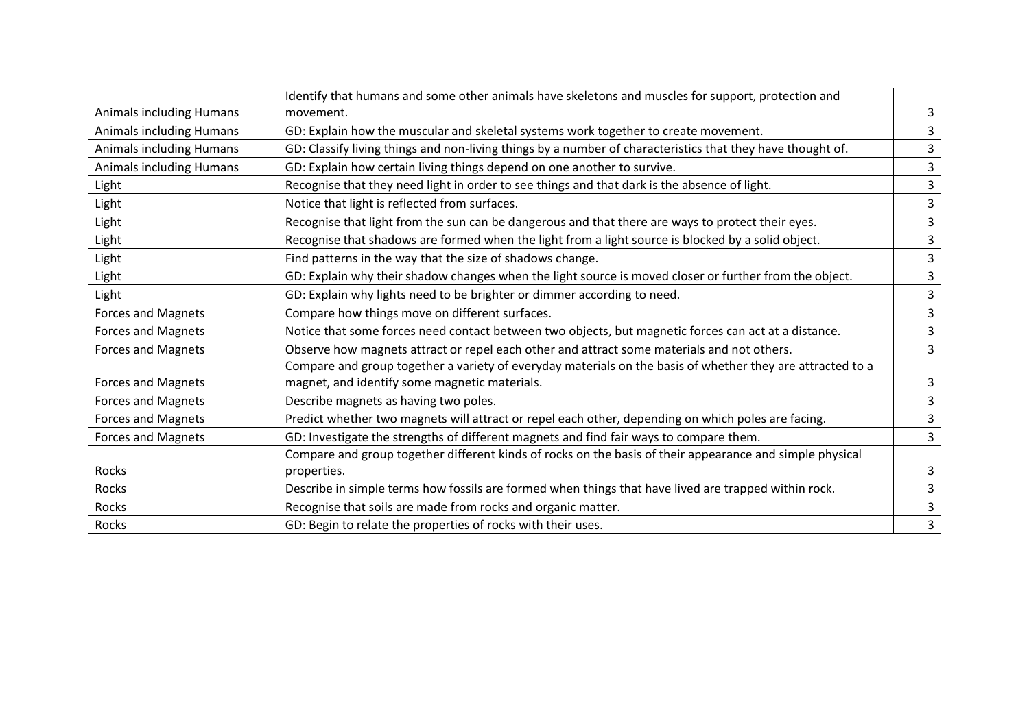| | | |
|---|---|---|
| Animals including Humans | Identify that humans and some other animals have skeletons and muscles for support, protection and movement. | 3 |
| Animals including Humans | GD: Explain how the muscular and skeletal systems work together to create movement. | 3 |
| Animals including Humans | GD: Classify living things and non-living things by a number of characteristics that they have thought of. | 3 |
| Animals including Humans | GD: Explain how certain living things depend on one another to survive. | 3 |
| Light | Recognise that they need light in order to see things and that dark is the absence of light. | 3 |
| Light | Notice that light is reflected from surfaces. | 3 |
| Light | Recognise that light from the sun can be dangerous and that there are ways to protect their eyes. | 3 |
| Light | Recognise that shadows are formed when the light from a light source is blocked by a solid object. | 3 |
| Light | Find patterns in the way that the size of shadows change. | 3 |
| Light | GD: Explain why their shadow changes when the light source is moved closer or further from the object. | 3 |
| Light | GD: Explain why lights need to be brighter or dimmer according to need. | 3 |
| Forces and Magnets | Compare how things move on different surfaces. | 3 |
| Forces and Magnets | Notice that some forces need contact between two objects, but magnetic forces can act at a distance. | 3 |
| Forces and Magnets | Observe how magnets attract or repel each other and attract some materials and not others. | 3 |
| Forces and Magnets | Compare and group together a variety of everyday materials on the basis of whether they are attracted to a magnet, and identify some magnetic materials. | 3 |
| Forces and Magnets | Describe magnets as having two poles. | 3 |
| Forces and Magnets | Predict whether two magnets will attract or repel each other, depending on which poles are facing. | 3 |
| Forces and Magnets | GD: Investigate the strengths of different magnets and find fair ways to compare them. | 3 |
| Rocks | Compare and group together different kinds of rocks on the basis of their appearance and simple physical properties. | 3 |
| Rocks | Describe in simple terms how fossils are formed when things that have lived are trapped within rock. | 3 |
| Rocks | Recognise that soils are made from rocks and organic matter. | 3 |
| Rocks | GD: Begin to relate the properties of rocks with their uses. | 3 |